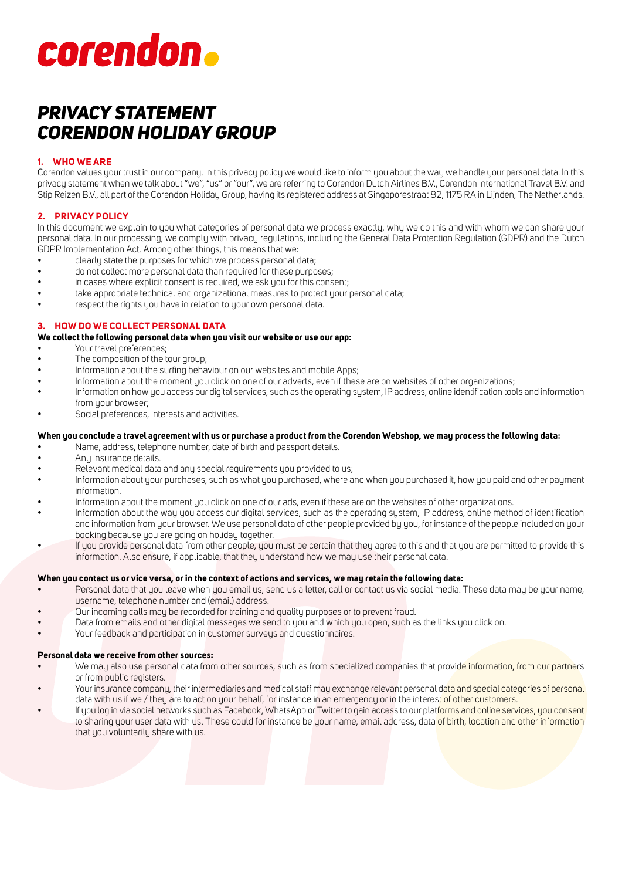corendon

# PRIVACY STATEMENT CORENDON HOLIDAY GROUP

## 1. WHO WE ARE

Corendon values your trust in our company. In this privacy policy we would like to inform you about the way we handle your personal data. In this privacy statement when we talk about "we", "us" or "our", we are referring to Corendon Dutch Airlines B.V., Corendon International Travel B.V. and Stip Reizen B.V., all part of the Corendon Holiday Group, having its registered address at Singaporestraat 82, 1175 RA in Lijnden, The Netherlands.

## 2. PRIVACY POLICY

In this document we explain to you what categories of personal data we process exactly, why we do this and with whom we can share your personal data. In our processing, we comply with privacy regulations, including the General Data Protection Regulation (GDPR) and the Dutch GDPR Implementation Act. Among other things, this means that we:

- clearly state the purposes for which we process personal data;
- do not collect more personal data than required for these purposes;
- in cases where explicit consent is required, we ask you for this consent;
- take appropriate technical and organizational measures to protect your personal data;
- respect the rights you have in relation to your own personal data.

## 3. HOW DO WE COLLECT PERSONAL DATA

**We collect the following personal data when you visit our website or use our app:**

- Your travel preferences;
- The composition of the tour group;
- Information about the surfing behaviour on our websites and mobile Apps;
- Information about the moment you click on one of our adverts, even if these are on websites of other organizations;
- Information on how you access our digital services, such as the operating system, IP address, online identification tools and information from your browser;
- Social preferences, interests and activities.

**When you conclude a travel agreement with us or purchase a product from the Corendon Webshop, we may process the following data:**

- Name, address, telephone number, date of birth and passport details.
- Any insurance details.
- Relevant medical data and any special requirements you provided to us;
- Information about your purchases, such as what you purchased, where and when you purchased it, how you paid and other payment information.
- Information about the moment you click on one of our ads, even if these are on the websites of other organizations.
- Information about the way you access our digital services, such as the operating system, IP address, online method of identification and information from your browser. We use personal data of other people provided by you, for instance of the people included on your booking because you are going on holiday together.
- If you provide personal data from other people, you must be certain that they agree to this and that you are permitted to provide this information. Also ensure, if applicable, that they understand how we may use their personal data.

**When you contact us or vice versa, or in the context of actions and services, we may retain the following data:**

- Personal data that you leave when you email us, send us a letter, call or contact us via social media. These data may be your name, username, telephone number and (email) address.
- Our incoming calls may be recorded for training and quality purposes or to prevent fraud.
- Data from emails and other digital messages we send to you and which you open, such as the links you click on.
- Your feedback and participation in customer surveys and questionnaires.

**Personal data we receive from other sources:**

- We may also use personal data from other sources, such as from specialized companies that provide information, from our partners or from public registers.
- Your insurance company, their intermediaries and medical staff may exchange relevant personal data and special categories of personal data with us if we / they are to act on your behalf, for instance in an emergency or in the interest of other customers.
- If you log in via social networks such as Facebook, WhatsApp or Twitter to gain access to our platforms and online services, you consent to sharing your user data with us. These could for instance be your name, email address, data of birth, location and other information that you voluntarily share with us.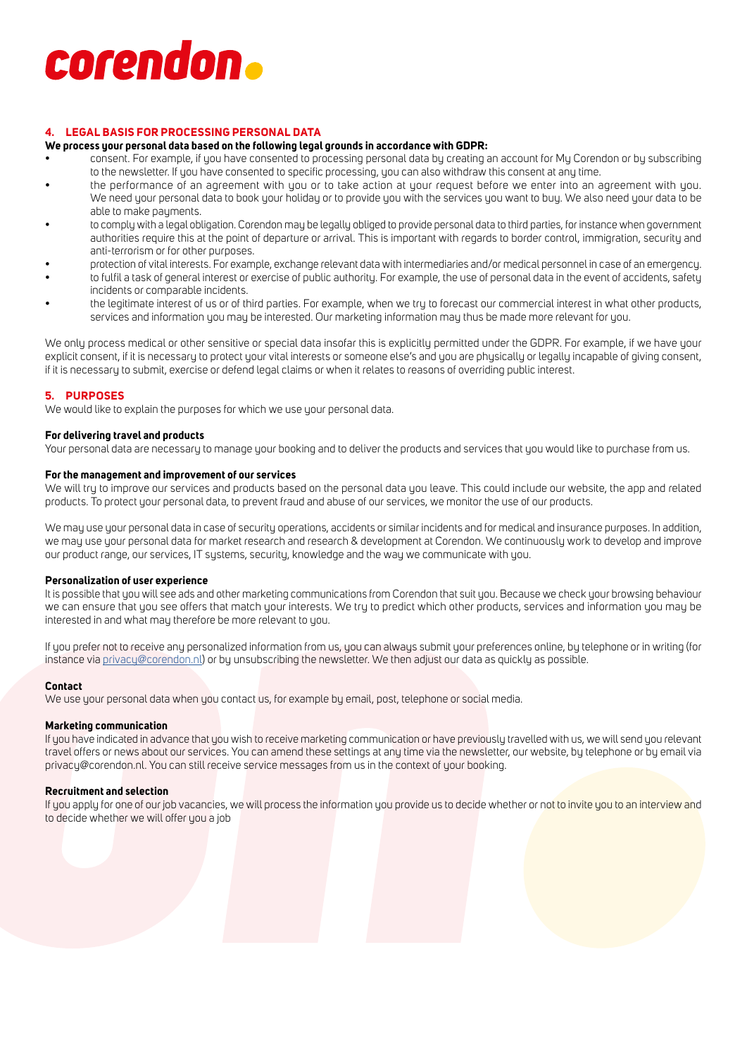## 4. LEGAL BASIS FOR PROCESSING PERSONAL DATA

**We process your personal data based on the following legal grounds in accordance with GDPR:**

- consent. For example, if you have consented to processing personal data by creating an account for My Corendon or by subscribing to the newsletter. If you have consented to specific processing, you can also withdraw this consent at any time.
- the performance of an agreement with you or to take action at your request before we enter into an agreement with you. We need your personal data to book your holiday or to provide you with the services you want to buy. We also need your data to be able to make payments.
- to comply with a legal obligation. Corendon may be legally obliged to provide personal data to third parties, for instance when government authorities require this at the point of departure or arrival. This is important with regards to border control, immigration, security and anti-terrorism or for other purposes.
- protection of vital interests. For example, exchange relevant data with intermediaries and/or medical personnel in case of an emergency.
- to fulfil a task of general interest or exercise of public authority. For example, the use of personal data in the event of accidents, safety incidents or comparable incidents.
- the legitimate interest of us or of third parties. For example, when we try to forecast our commercial interest in what other products, services and information you may be interested. Our marketing information may thus be made more relevant for you.

We only process medical or other sensitive or special data insofar this is explicitly permitted under the GDPR. For example, if we have your explicit consent, if it is necessary to protect your vital interests or someone else's and you are physically or legally incapable of giving consent, if it is necessary to submit, exercise or defend legal claims or when it relates to reasons of overriding public interest.

## 5. PURPOSES

We would like to explain the purposes for which we use your personal data.

**For delivering travel and products**

Your personal data are necessary to manage your booking and to deliver the products and services that you would like to purchase from us.

**For the management and improvement of our services**

We will try to improve our services and products based on the personal data you leave. This could include our website, the app and related products. To protect your personal data, to prevent fraud and abuse of our services, we monitor the use of our products.

We may use your personal data in case of security operations, accidents or similar incidents and for medical and insurance purposes. In addition, we may use your personal data for market research and research & development at Corendon. We continuously work to develop and improve our product range, our services, IT systems, security, knowledge and the way we communicate with you.

**Personalization of user experience**

It is possible that you will see ads and other marketing communications from Corendon that suit you. Because we check your browsing behaviour we can ensure that you see offers that match your interests. We try to predict which other products, services and information you may be interested in and what may therefore be more relevant to you.

If you prefer not to receive any personalized information from us, you can always submit your preferences online, by telephone or in writing (for instance via privacy@corendon.nl) or by unsubscribing the newsletter. We then adjust our data as quickly as possible.

**Contact**

We use your personal data when you contact us, for example by email, post, telephone or social media.

**Marketing communication**

If you have indicated in advance that you wish to receive marketing communication or have previously travelled with us, we will send you relevant travel offers or news about our services. You can amend these settings at any time via the newsletter, our website, by telephone or by email via privacy@corendon.nl. You can still receive service messages from us in the context of your booking.

**Recruitment and selection**

If you apply for one of our job vacancies, we will process the information you provide us to decide whether or not to invite you to an interview and to decide whether we will offer you a job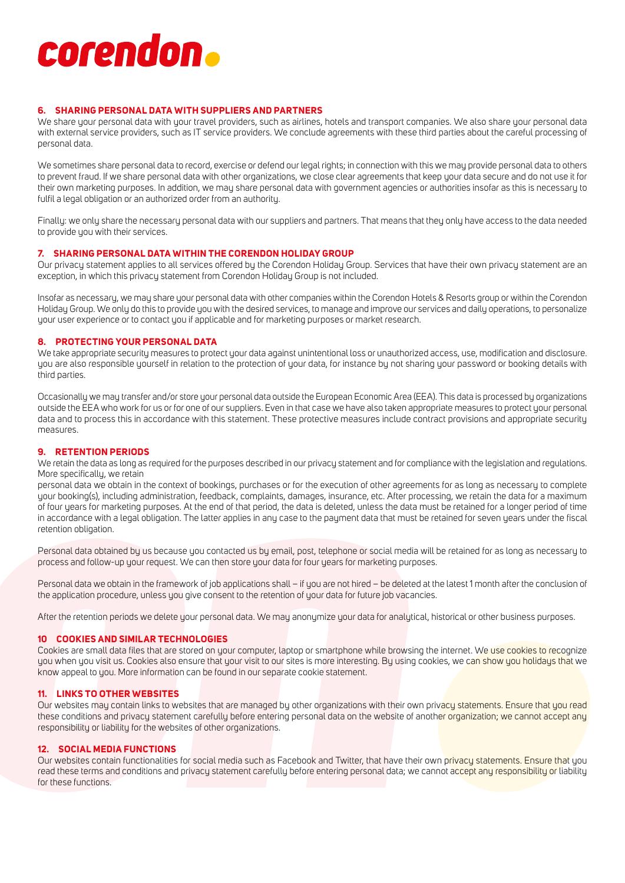## 6. SHARING PERSONAL DATA WITH SUPPLIERS AND PARTNERS

We share your personal data with your travel providers, such as airlines, hotels and transport companies. We also share your personal data with external service providers, such as IT service providers. We conclude agreements with these third parties about the careful processing of personal data.

We sometimes share personal data to record, exercise or defend our legal rights; in connection with this we may provide personal data to others to prevent fraud. If we share personal data with other organizations, we close clear agreements that keep your data secure and do not use it for their own marketing purposes. In addition, we may share personal data with government agencies or authorities insofar as this is necessary to fulfil a legal obligation or an authorized order from an authority.

Finally: we only share the necessary personal data with our suppliers and partners. That means that they only have access to the data needed to provide you with their services.

## 7. SHARING PERSONAL DATA WITHIN THE CORENDON HOLIDAY GROUP

Our privacy statement applies to all services offered by the Corendon Holiday Group. Services that have their own privacy statement are an exception, in which this privacy statement from Corendon Holiday Group is not included.

Insofar as necessary, we may share your personal data with other companies within the Corendon Hotels & Resorts group or within the Corendon Holiday Group. We only do this to provide you with the desired services, to manage and improve our services and daily operations, to personalize your user experience or to contact you if applicable and for marketing purposes or market research.

## 8. PROTECTING YOUR PERSONAL DATA

We take appropriate security measures to protect your data against unintentional loss or unauthorized access, use, modification and disclosure. you are also responsible yourself in relation to the protection of your data, for instance by not sharing your password or booking details with third parties.

Occasionally we may transfer and/or store your personal data outside the European Economic Area (EEA). This data is processed by organizations outside the EEA who work for us or for one of our suppliers. Even in that case we have also taken appropriate measures to protect your personal data and to process this in accordance with this statement. These protective measures include contract provisions and appropriate security measures.

## 9. RETENTION PERIODS

We retain the data as long as required for the purposes described in our privacy statement and for compliance with the legislation and regulations. More specifically, we retain

personal data we obtain in the context of bookings, purchases or for the execution of other agreements for as long as necessary to complete your booking(s), including administration, feedback, complaints, damages, insurance, etc. After processing, we retain the data for a maximum of four years for marketing purposes. At the end of that period, the data is deleted, unless the data must be retained for a longer period of time in accordance with a legal obligation. The latter applies in any case to the payment data that must be retained for seven years under the fiscal retention obligation.

Personal data obtained by us because you contacted us by email, post, telephone or social media will be retained for as long as necessary to process and follow-up your request. We can then store your data for four years for marketing purposes.

Personal data we obtain in the framework of job applications shall – if you are not hired – be deleted at the latest 1 month after the conclusion of the application procedure, unless you give consent to the retention of your data for future job vacancies.

After the retention periods we delete your personal data. We may anonymize your data for analytical, historical or other business purposes.

## 10 COOKIES AND SIMILAR TECHNOLOGIES

Cookies are small data files that are stored on your computer, laptop or smartphone while browsing the internet. We use cookies to recognize you when you visit us. Cookies also ensure that your visit to our sites is more interesting. By using cookies, we can show you holidays that we know appeal to you. More information can be found in our separate cookie statement.

## 11. LINKS TO OTHER WEBSITES

Our websites may contain links to websites that are managed by other organizations with their own privacy statements. Ensure that you read these conditions and privacy statement carefully before entering personal data on the website of another organization; we cannot accept any responsibility or liability for the websites of other organizations.

## 12. SOCIAL MEDIA FUNCTIONS

Our websites contain functionalities for social media such as Facebook and Twitter, that have their own privacy statements. Ensure that you read these terms and conditions and privacy statement carefully before entering personal data; we cannot accept any responsibility or liability for these functions.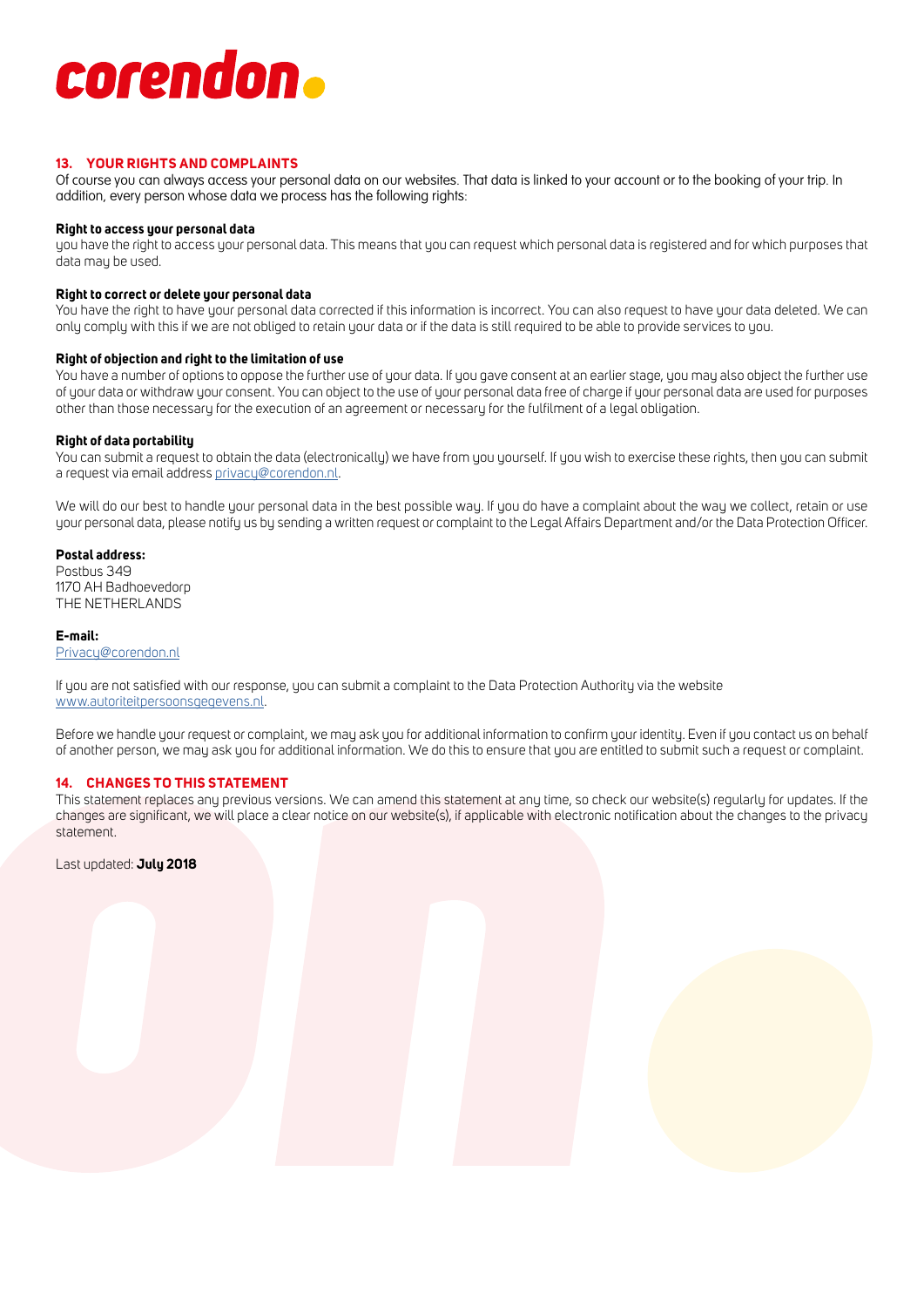## 13. YOUR RIGHTS AND COMPLAINTS

Of course you can always access your personal data on our websites. That data is linked to your account or to the booking of your trip. In addition, every person whose data we process has the following rights:

**Right to access your personal data**

you have the right to access your personal data. This means that you can request which personal data is registered and for which purposes that data may be used.

**Right to correct or delete your personal data**

You have the right to have your personal data corrected if this information is incorrect. You can also request to have your data deleted. We can only comply with this if we are not obliged to retain your data or if the data is still required to be able to provide services to you.

**Right of objection and right to the limitation of use**

You have a number of options to oppose the further use of your data. If you gave consent at an earlier stage, you may also object the further use of your data or withdraw your consent. You can object to the use of your personal data free of charge if your personal data are used for purposes other than those necessary for the execution of an agreement or necessary for the fulfilment of a legal obligation.

**Right of data portability**

You can submit a request to obtain the data (electronically) we have from you yourself. If you wish to exercise these rights, then you can submit a request via email address privacy@corendon.nl.

We will do our best to handle your personal data in the best possible way. If you do have a complaint about the way we collect, retain or use your personal data, please notify us by sending a written request or complaint to the Legal Affairs Department and/or the Data Protection Officer.

**Postal address:**
Postbus 349
1170 AH Badhoevedorp
THE NETHERLANDS

**E-mail:**
Privacy@corendon.nl

If you are not satisfied with our response, you can submit a complaint to the Data Protection Authority via the website www.autoriteitpersoonsgegevens.nl.

Before we handle your request or complaint, we may ask you for additional information to confirm your identity. Even if you contact us on behalf of another person, we may ask you for additional information. We do this to ensure that you are entitled to submit such a request or complaint.

## 14. CHANGES TO THIS STATEMENT

This statement replaces any previous versions. We can amend this statement at any time, so check our website(s) regularly for updates. If the changes are significant, we will place a clear notice on our website(s), if applicable with electronic notification about the changes to the privacy statement.

Last updated: **July 2018**